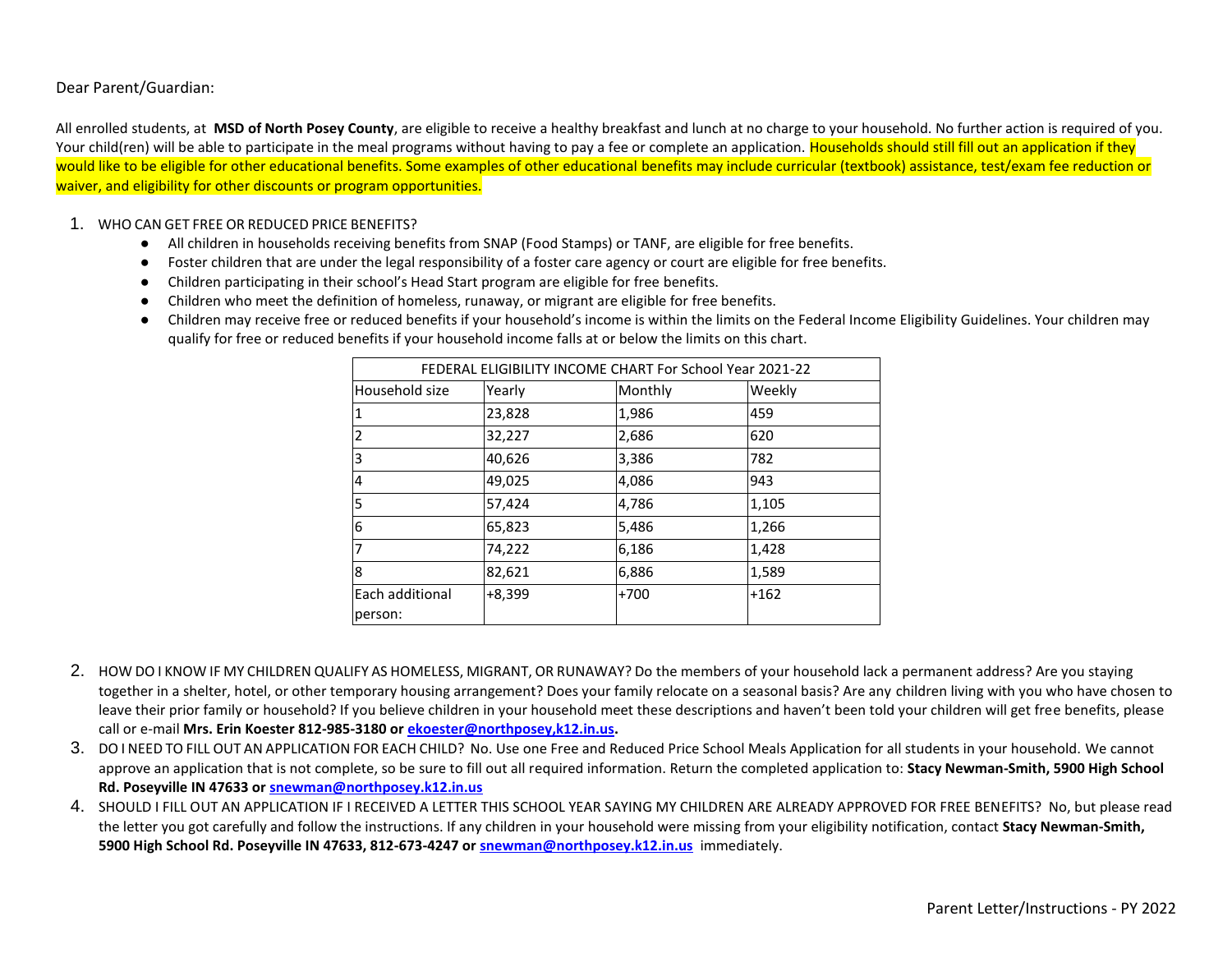Dear Parent/Guardian:

All enrolled students, at **MSD of North Posey County**, are eligible to receive a healthy breakfast and lunch at no charge to your household. No further action is required of you. Your child(ren) will be able to participate in the meal programs without having to pay a fee or complete an application. Households should still fill out an application if they would like to be eligible for other educational benefits. Some examples of other educational benefits may include curricular (textbook) assistance, test/exam fee reduction or waiver, and eligibility for other discounts or program opportunities.

1. WHO CAN GET FREE OR REDUCED PRICE BENEFITS?
   - All children in households receiving benefits from SNAP (Food Stamps) or TANF, are eligible for free benefits.
   - Foster children that are under the legal responsibility of a foster care agency or court are eligible for free benefits.
   - Children participating in their school's Head Start program are eligible for free benefits.
   - Children who meet the definition of homeless, runaway, or migrant are eligible for free benefits.
   - Children may receive free or reduced benefits if your household's income is within the limits on the Federal Income Eligibility Guidelines. Your children may qualify for free or reduced benefits if your household income falls at or below the limits on this chart.

| FEDERAL ELIGIBILITY INCOME CHART For School Year 2021-22 | | | |
|---|---|---|---|
| Household size | Yearly | Monthly | Weekly |
| 1 | 23,828 | 1,986 | 459 |
| 2 | 32,227 | 2,686 | 620 |
| 3 | 40,626 | 3,386 | 782 |
| 4 | 49,025 | 4,086 | 943 |
| 5 | 57,424 | 4,786 | 1,105 |
| 6 | 65,823 | 5,486 | 1,266 |
| 7 | 74,222 | 6,186 | 1,428 |
| 8 | 82,621 | 6,886 | 1,589 |
| Each additional person: | +8,399 | +700 | +162 |

2. HOW DO I KNOW IF MY CHILDREN QUALIFY AS HOMELESS, MIGRANT, OR RUNAWAY? Do the members of your household lack a permanent address? Are you staying together in a shelter, hotel, or other temporary housing arrangement? Does your family relocate on a seasonal basis? Are any children living with you who have chosen to leave their prior family or household? If you believe children in your household meet these descriptions and haven't been told your children will get free benefits, please call or e-mail **Mrs. Erin Koester 812-985-3180 or [ekoester@northposey,k12.in.us](mailto:ekoester@northposey,k12.in.us).**
3. DO I NEED TO FILL OUT AN APPLICATION FOR EACH CHILD? No. Use one Free and Reduced Price School Meals Application for all students in your household. We cannot approve an application that is not complete, so be sure to fill out all required information. Return the completed application to: **Stacy Newman-Smith, 5900 High School Rd. Poseyville IN 47633 or [snewman@northposey.k12.in.us](mailto:snewman@northposey.k12.in.us)**
4. SHOULD I FILL OUT AN APPLICATION IF I RECEIVED A LETTER THIS SCHOOL YEAR SAYING MY CHILDREN ARE ALREADY APPROVED FOR FREE BENEFITS? No, but please read the letter you got carefully and follow the instructions. If any children in your household were missing from your eligibility notification, contact **Stacy Newman-Smith, 5900 High School Rd. Poseyville IN 47633, 812-673-4247 or [snewman@northposey.k12.in.us](mailto:snewman@northposey.k12.in.us)** immediately.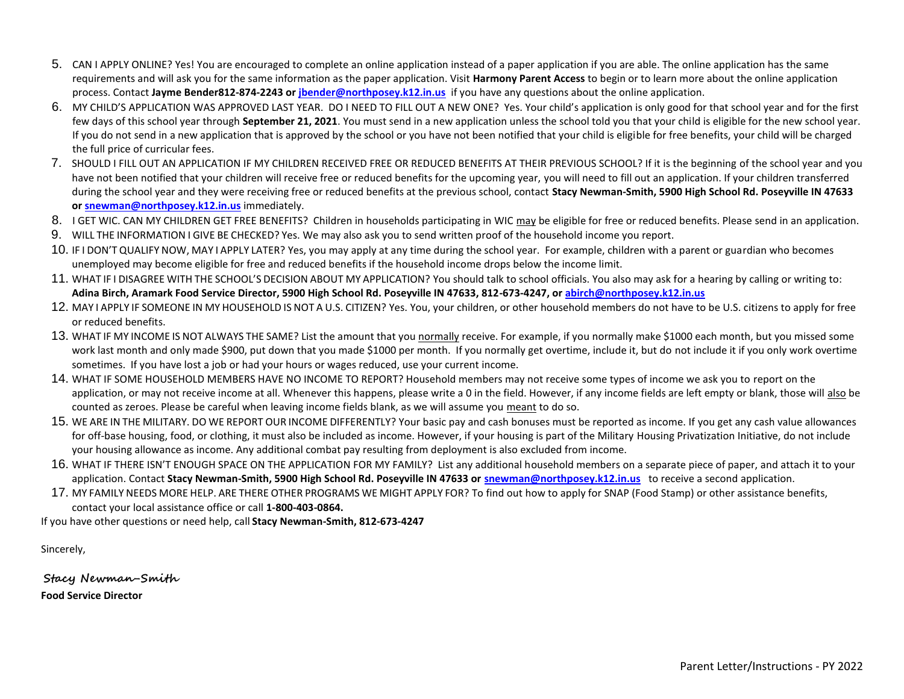5. CAN I APPLY ONLINE? Yes! You are encouraged to complete an online application instead of a paper application if you are able. The online application has the same requirements and will ask you for the same information as the paper application. Visit **Harmony Parent Access** to begin or to learn more about the online application process. Contact **Jayme Bender812-874-2243 or [jbender@northposey.k12.in.us](mailto:jbender@northposey.k12.in.us)** if you have any questions about the online application.
6. MY CHILD'S APPLICATION WAS APPROVED LAST YEAR. DO I NEED TO FILL OUT A NEW ONE? Yes. Your child's application is only good for that school year and for the first few days of this school year through **September 21, 2021**. You must send in a new application unless the school told you that your child is eligible for the new school year. If you do not send in a new application that is approved by the school or you have not been notified that your child is eligible for free benefits, your child will be charged the full price of curricular fees.
7. SHOULD I FILL OUT AN APPLICATION IF MY CHILDREN RECEIVED FREE OR REDUCED BENEFITS AT THEIR PREVIOUS SCHOOL? If it is the beginning of the school year and you have not been notified that your children will receive free or reduced benefits for the upcoming year, you will need to fill out an application. If your children transferred during the school year and they were receiving free or reduced benefits at the previous school, contact **Stacy Newman-Smith, 5900 High School Rd. Poseyville IN 47633 or [snewman@northposey.k12.in.us](mailto:snewman@northposey.k12.in.us)** immediately.
8. I GET WIC. CAN MY CHILDREN GET FREE BENEFITS? Children in households participating in WIC may be eligible for free or reduced benefits. Please send in an application.
9. WILL THE INFORMATION I GIVE BE CHECKED? Yes. We may also ask you to send written proof of the household income you report.
10. IF I DON'T QUALIFY NOW, MAY I APPLY LATER? Yes, you may apply at any time during the school year. For example, children with a parent or guardian who becomes unemployed may become eligible for free and reduced benefits if the household income drops below the income limit.
11. WHAT IF I DISAGREE WITH THE SCHOOL'S DECISION ABOUT MY APPLICATION? You should talk to school officials. You also may ask for a hearing by calling or writing to: **Adina Birch, Aramark Food Service Director, 5900 High School Rd. Poseyville IN 47633, 812-673-4247, or [abirch@northposey.k12.in.us](mailto:abirch@northposey.k12.in.us)**
12. MAY I APPLY IF SOMEONE IN MY HOUSEHOLD IS NOT A U.S. CITIZEN? Yes. You, your children, or other household members do not have to be U.S. citizens to apply for free or reduced benefits.
13. WHAT IF MY INCOME IS NOT ALWAYS THE SAME? List the amount that you normally receive. For example, if you normally make $1000 each month, but you missed some work last month and only made $900, put down that you made $1000 per month. If you normally get overtime, include it, but do not include it if you only work overtime sometimes. If you have lost a job or had your hours or wages reduced, use your current income.
14. WHAT IF SOME HOUSEHOLD MEMBERS HAVE NO INCOME TO REPORT? Household members may not receive some types of income we ask you to report on the application, or may not receive income at all. Whenever this happens, please write a 0 in the field. However, if any income fields are left empty or blank, those will also be counted as zeroes. Please be careful when leaving income fields blank, as we will assume you meant to do so.
15. WE ARE IN THE MILITARY. DO WE REPORT OUR INCOME DIFFERENTLY? Your basic pay and cash bonuses must be reported as income. If you get any cash value allowances for off-base housing, food, or clothing, it must also be included as income. However, if your housing is part of the Military Housing Privatization Initiative, do not include your housing allowance as income. Any additional combat pay resulting from deployment is also excluded from income.
16. WHAT IF THERE ISN'T ENOUGH SPACE ON THE APPLICATION FOR MY FAMILY? List any additional household members on a separate piece of paper, and attach it to your application. Contact **Stacy Newman-Smith, 5900 High School Rd. Poseyville IN 47633 or [snewman@northposey.k12.in.us](mailto:snewman@northposey.k12.in.us)** to receive a second application.
17. MY FAMILY NEEDS MORE HELP. ARE THERE OTHER PROGRAMS WE MIGHT APPLY FOR? To find out how to apply for SNAP (Food Stamp) or other assistance benefits, contact your local assistance office or call **1-800-403-0864.**

If you have other questions or need help, call **Stacy Newman-Smith, 812-673-4247**

Sincerely,

**Stacy Newman-Smith**

**Food Service Director**

Parent Letter/Instructions - PY 2022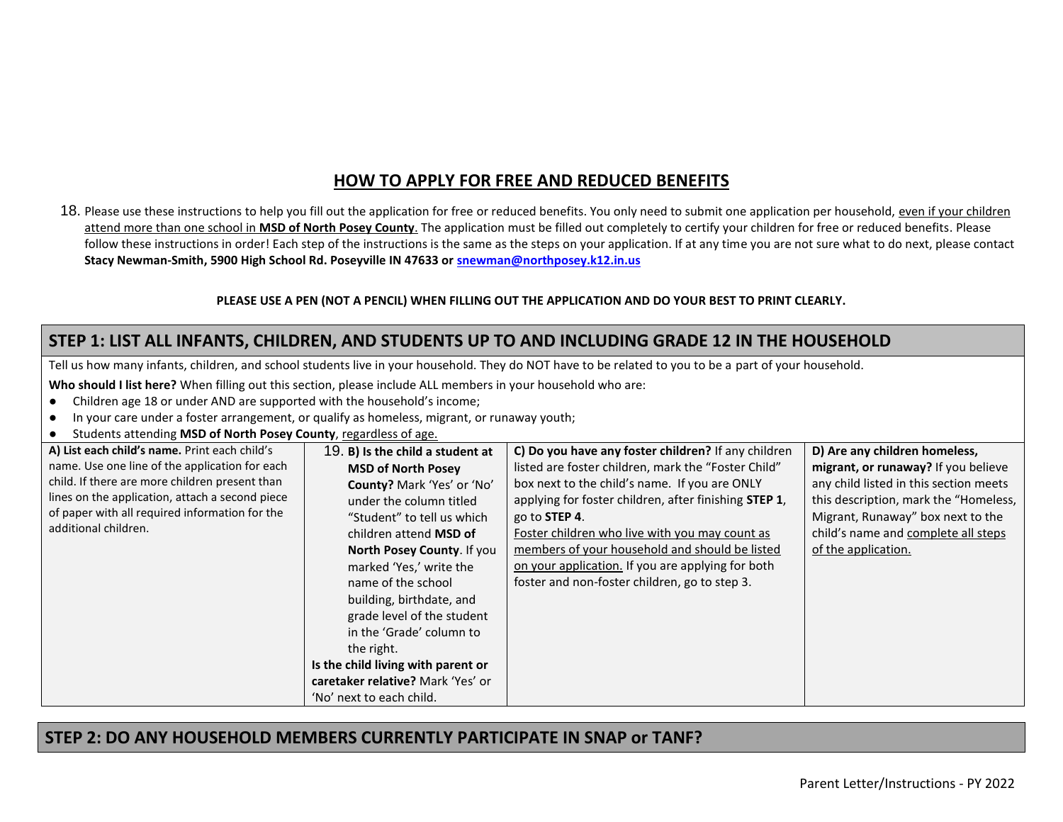## HOW TO APPLY FOR FREE AND REDUCED BENEFITS

18. Please use these instructions to help you fill out the application for free or reduced benefits. You only need to submit one application per household, even if your children attend more than one school in **MSD of North Posey County**. The application must be filled out completely to certify your children for free or reduced benefits. Please follow these instructions in order! Each step of the instructions is the same as the steps on your application. If at any time you are not sure what to do next, please contact **Stacy Newman-Smith, 5900 High School Rd. Poseyville IN 47633 or snewman@northposey.k12.in.us**

**PLEASE USE A PEN (NOT A PENCIL) WHEN FILLING OUT THE APPLICATION AND DO YOUR BEST TO PRINT CLEARLY.**

## STEP 1: LIST ALL INFANTS, CHILDREN, AND STUDENTS UP TO AND INCLUDING GRADE 12 IN THE HOUSEHOLD

Tell us how many infants, children, and school students live in your household. They do NOT have to be related to you to be a part of your household.

**Who should I list here?** When filling out this section, please include ALL members in your household who are:

- Children age 18 or under AND are supported with the household's income;
- In your care under a foster arrangement, or qualify as homeless, migrant, or runaway youth;
- Students attending **MSD of North Posey County**, regardless of age.

| **A) List each child's name.** Print each child's name. Use one line of the application for each child. If there are more children present than lines on the application, attach a second piece of paper with all required information for the additional children. | 19. **B) Is the child a student at MSD of North Posey County?** Mark 'Yes' or 'No' under the column titled "Student" to tell us which children attend **MSD of North Posey County**. If you marked 'Yes,' write the name of the school building, birthdate, and grade level of the student in the 'Grade' column to the right. **Is the child living with parent or caretaker relative?** Mark 'Yes' or 'No' next to each child. | **C) Do you have any foster children?** If any children listed are foster children, mark the "Foster Child" box next to the child's name. If you are ONLY applying for foster children, after finishing **STEP 1**, go to **STEP 4**. Foster children who live with you may count as members of your household and should be listed on your application. If you are applying for both foster and non-foster children, go to step 3. | **D) Are any children homeless, migrant, or runaway?** If you believe any child listed in this section meets this description, mark the "Homeless, Migrant, Runaway" box next to the child's name and complete all steps of the application. |
|---|---|---|---|

## STEP 2: DO ANY HOUSEHOLD MEMBERS CURRENTLY PARTICIPATE IN SNAP or TANF?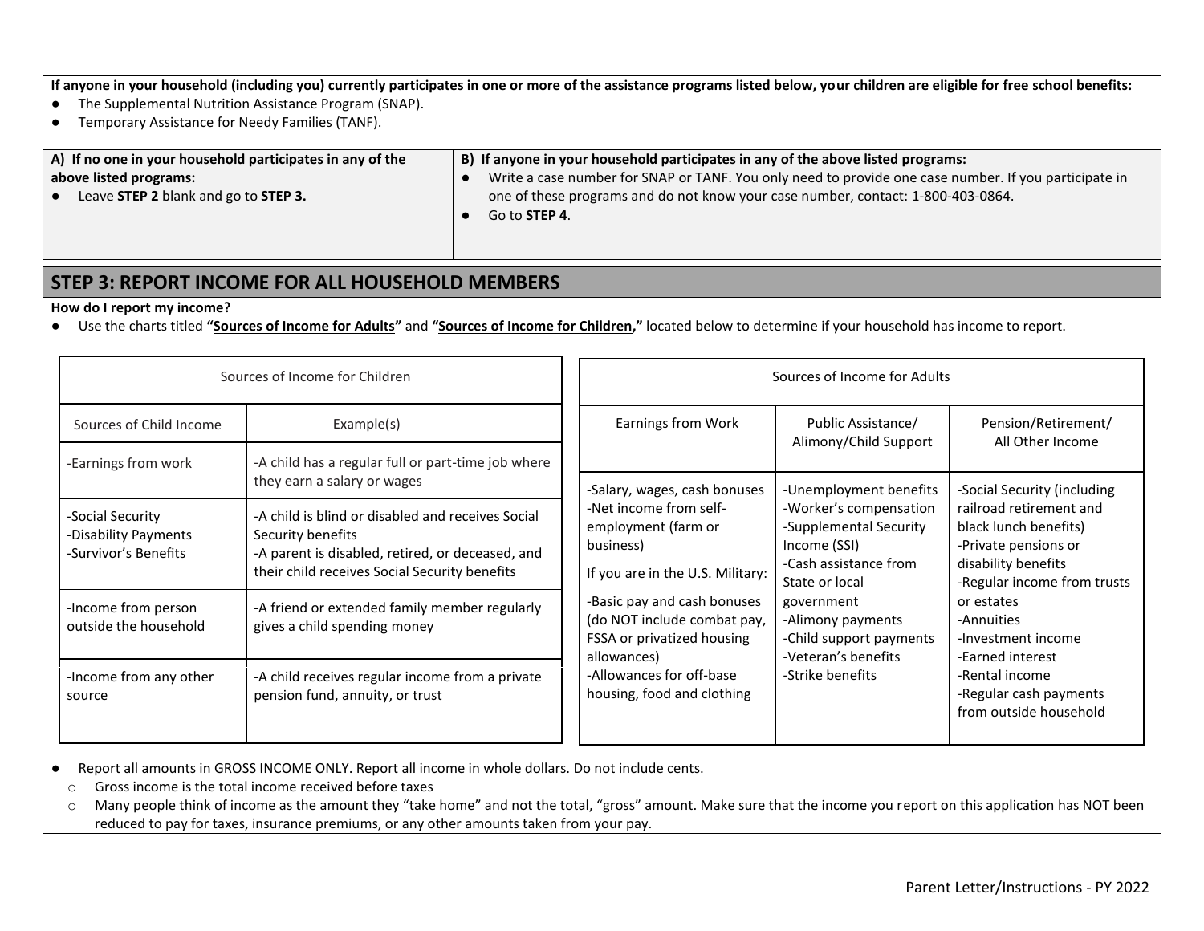**If anyone in your household (including you) currently participates in one or more of the assistance programs listed below, your children are eligible for free school benefits:**

- The Supplemental Nutrition Assistance Program (SNAP).
- Temporary Assistance for Needy Families (TANF).

| **A) If no one in your household participates in any of the above listed programs:** | **B) If anyone in your household participates in any of the above listed programs:** |
|---|---|
| ● Leave **STEP 2** blank and go to **STEP 3.** | ● Write a case number for SNAP or TANF. You only need to provide one case number. If you participate in one of these programs and do not know your case number, contact: 1-800-403-0864.<br>● Go to **STEP 4**. |

## STEP 3: REPORT INCOME FOR ALL HOUSEHOLD MEMBERS

**How do I report my income?**

- Use the charts titled **"Sources of Income for Adults"** and **"Sources of Income for Children,"** located below to determine if your household has income to report.

| Sources of Income for Children | |
|---|---|
| Sources of Child Income | Example(s) |
| -Earnings from work | -A child has a regular full or part-time job where they earn a salary or wages |
| -Social Security<br>-Disability Payments<br>-Survivor's Benefits | -A child is blind or disabled and receives Social Security benefits<br>-A parent is disabled, retired, or deceased, and their child receives Social Security benefits |
| -Income from person outside the household | -A friend or extended family member regularly gives a child spending money |
| -Income from any other source | -A child receives regular income from a private pension fund, annuity, or trust |

| Sources of Income for Adults | | |
|---|---|---|
| Earnings from Work | Public Assistance/ Alimony/Child Support | Pension/Retirement/ All Other Income |
| -Salary, wages, cash bonuses<br>-Net income from self-employment (farm or business)<br>If you are in the U.S. Military:<br>-Basic pay and cash bonuses (do NOT include combat pay, FSSA or privatized housing allowances)<br>-Allowances for off-base housing, food and clothing | -Unemployment benefits<br>-Worker's compensation<br>-Supplemental Security Income (SSI)<br>-Cash assistance from State or local government<br>-Alimony payments<br>-Child support payments<br>-Veteran's benefits<br>-Strike benefits | -Social Security (including railroad retirement and black lunch benefits)<br>-Private pensions or disability benefits<br>-Regular income from trusts or estates<br>-Annuities<br>-Investment income<br>-Earned interest<br>-Rental income<br>-Regular cash payments from outside household |

- Report all amounts in GROSS INCOME ONLY. Report all income in whole dollars. Do not include cents.
  - Gross income is the total income received before taxes
  - Many people think of income as the amount they "take home" and not the total, "gross" amount. Make sure that the income you report on this application has NOT been reduced to pay for taxes, insurance premiums, or any other amounts taken from your pay.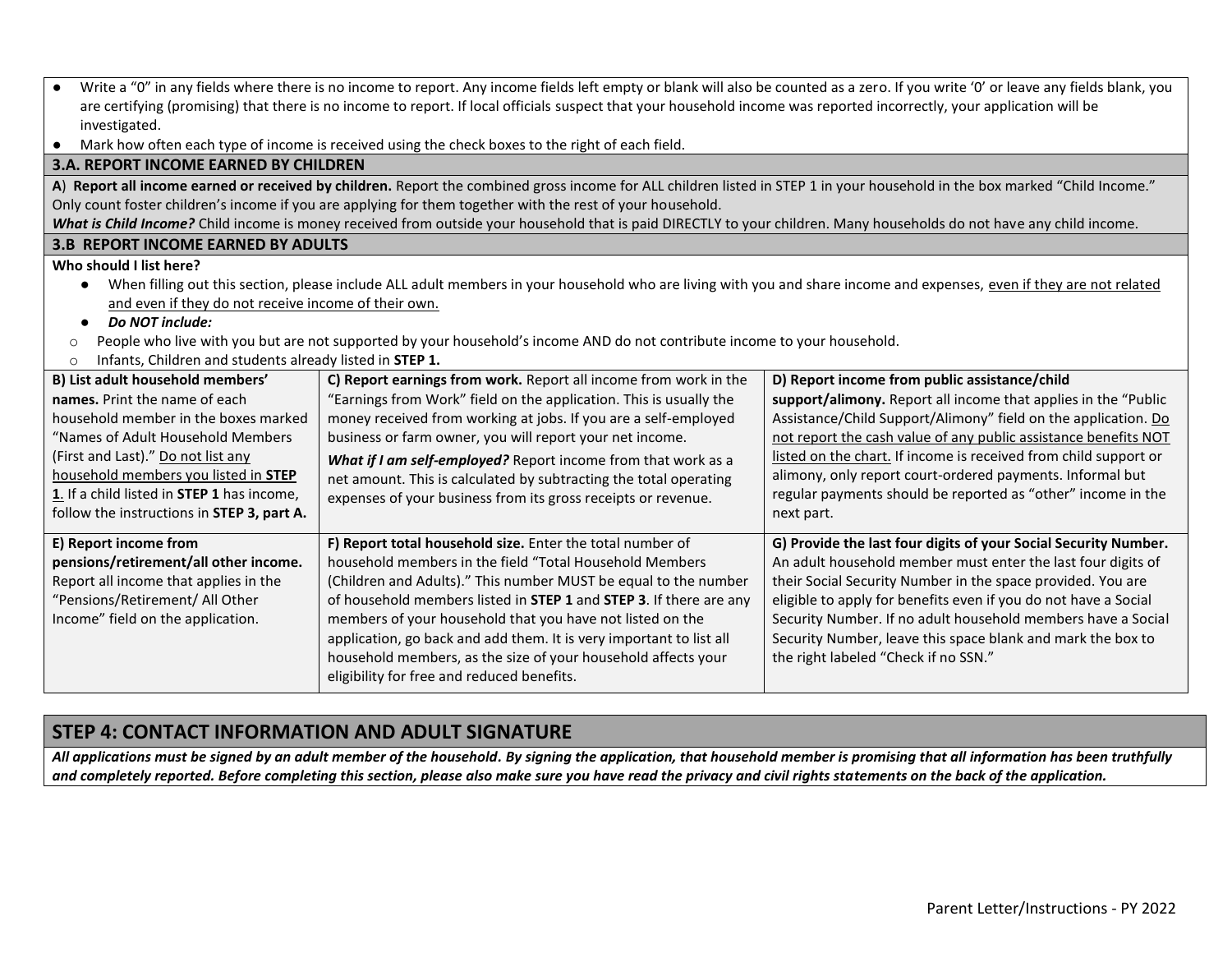- Write a "0" in any fields where there is no income to report. Any income fields left empty or blank will also be counted as a zero. If you write '0' or leave any fields blank, you are certifying (promising) that there is no income to report. If local officials suspect that your household income was reported incorrectly, your application will be investigated.
- Mark how often each type of income is received using the check boxes to the right of each field.

### 3.A. REPORT INCOME EARNED BY CHILDREN

A) **Report all income earned or received by children.** Report the combined gross income for ALL children listed in STEP 1 in your household in the box marked "Child Income." Only count foster children's income if you are applying for them together with the rest of your household.

***What is Child Income?*** Child income is money received from outside your household that is paid DIRECTLY to your children. Many households do not have any child income.

### 3.B REPORT INCOME EARNED BY ADULTS

**Who should I list here?**

- When filling out this section, please include ALL adult members in your household who are living with you and share income and expenses, even if they are not related and even if they do not receive income of their own.
- ***Do NOT include:***
  - People who live with you but are not supported by your household's income AND do not contribute income to your household.
  - Infants, Children and students already listed in **STEP 1.**

| | | |
|---|---|---|
| **B) List adult household members' names.** Print the name of each household member in the boxes marked "Names of Adult Household Members (First and Last)." Do not list any household members you listed in **STEP 1**. If a child listed in **STEP 1** has income, follow the instructions in **STEP 3, part A.** | **C) Report earnings from work.** Report all income from work in the "Earnings from Work" field on the application. This is usually the money received from working at jobs. If you are a self-employed business or farm owner, you will report your net income. ***What if I am self-employed?*** Report income from that work as a net amount. This is calculated by subtracting the total operating expenses of your business from its gross receipts or revenue. | **D) Report income from public assistance/child support/alimony.** Report all income that applies in the "Public Assistance/Child Support/Alimony" field on the application. Do not report the cash value of any public assistance benefits NOT listed on the chart. If income is received from child support or alimony, only report court-ordered payments. Informal but regular payments should be reported as "other" income in the next part. |
| **E) Report income from pensions/retirement/all other income.** Report all income that applies in the "Pensions/Retirement/ All Other Income" field on the application. | **F) Report total household size.** Enter the total number of household members in the field "Total Household Members (Children and Adults)." This number MUST be equal to the number of household members listed in **STEP 1** and **STEP 3**. If there are any members of your household that you have not listed on the application, go back and add them. It is very important to list all household members, as the size of your household affects your eligibility for free and reduced benefits. | **G) Provide the last four digits of your Social Security Number.** An adult household member must enter the last four digits of their Social Security Number in the space provided. You are eligible to apply for benefits even if you do not have a Social Security Number. If no adult household members have a Social Security Number, leave this space blank and mark the box to the right labeled "Check if no SSN." |

## STEP 4: CONTACT INFORMATION AND ADULT SIGNATURE

***All applications must be signed by an adult member of the household. By signing the application, that household member is promising that all information has been truthfully and completely reported. Before completing this section, please also make sure you have read the privacy and civil rights statements on the back of the application.***

Parent Letter/Instructions - PY 2022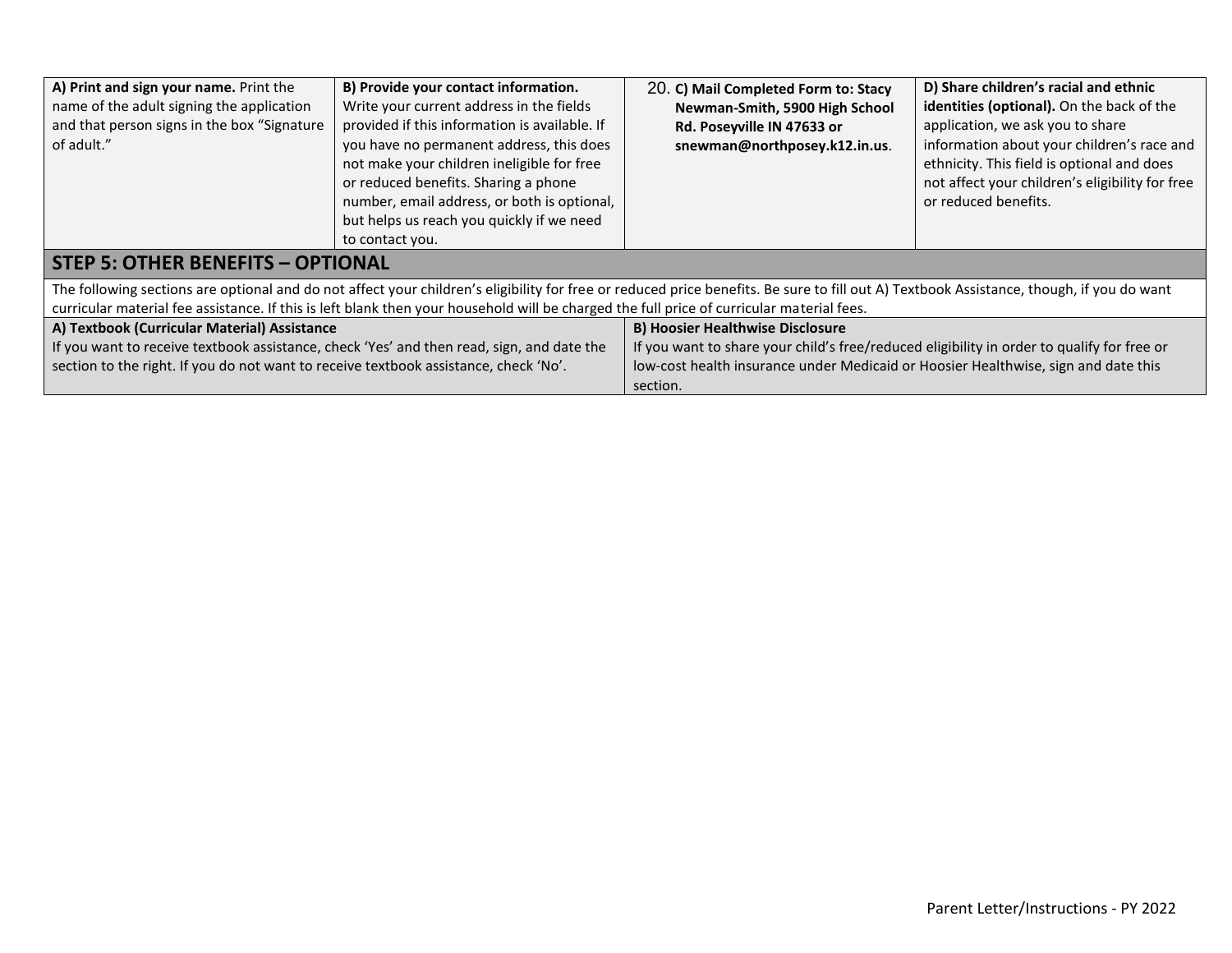| | | | |
|---|---|---|---|
| **A) Print and sign your name.** Print the name of the adult signing the application and that person signs in the box "Signature of adult." | **B) Provide your contact information.** Write your current address in the fields provided if this information is available. If you have no permanent address, this does not make your children ineligible for free or reduced benefits. Sharing a phone number, email address, or both is optional, but helps us reach you quickly if we need to contact you. | 20. **C) Mail Completed Form to: Stacy Newman-Smith, 5900 High School Rd. Poseyville IN 47633 or snewman@northposey.k12.in.us**. | **D) Share children's racial and ethnic identities (optional).** On the back of the application, we ask you to share information about your children's race and ethnicity. This field is optional and does not affect your children's eligibility for free or reduced benefits. |

## STEP 5: OTHER BENEFITS – OPTIONAL

The following sections are optional and do not affect your children's eligibility for free or reduced price benefits. Be sure to fill out A) Textbook Assistance, though, if you do want curricular material fee assistance. If this is left blank then your household will be charged the full price of curricular material fees.

| **A) Textbook (Curricular Material) Assistance** | **B) Hoosier Healthwise Disclosure** |
|---|---|
| If you want to receive textbook assistance, check 'Yes' and then read, sign, and date the section to the right. If you do not want to receive textbook assistance, check 'No'. | If you want to share your child's free/reduced eligibility in order to qualify for free or low-cost health insurance under Medicaid or Hoosier Healthwise, sign and date this section. |

Parent Letter/Instructions - PY 2022